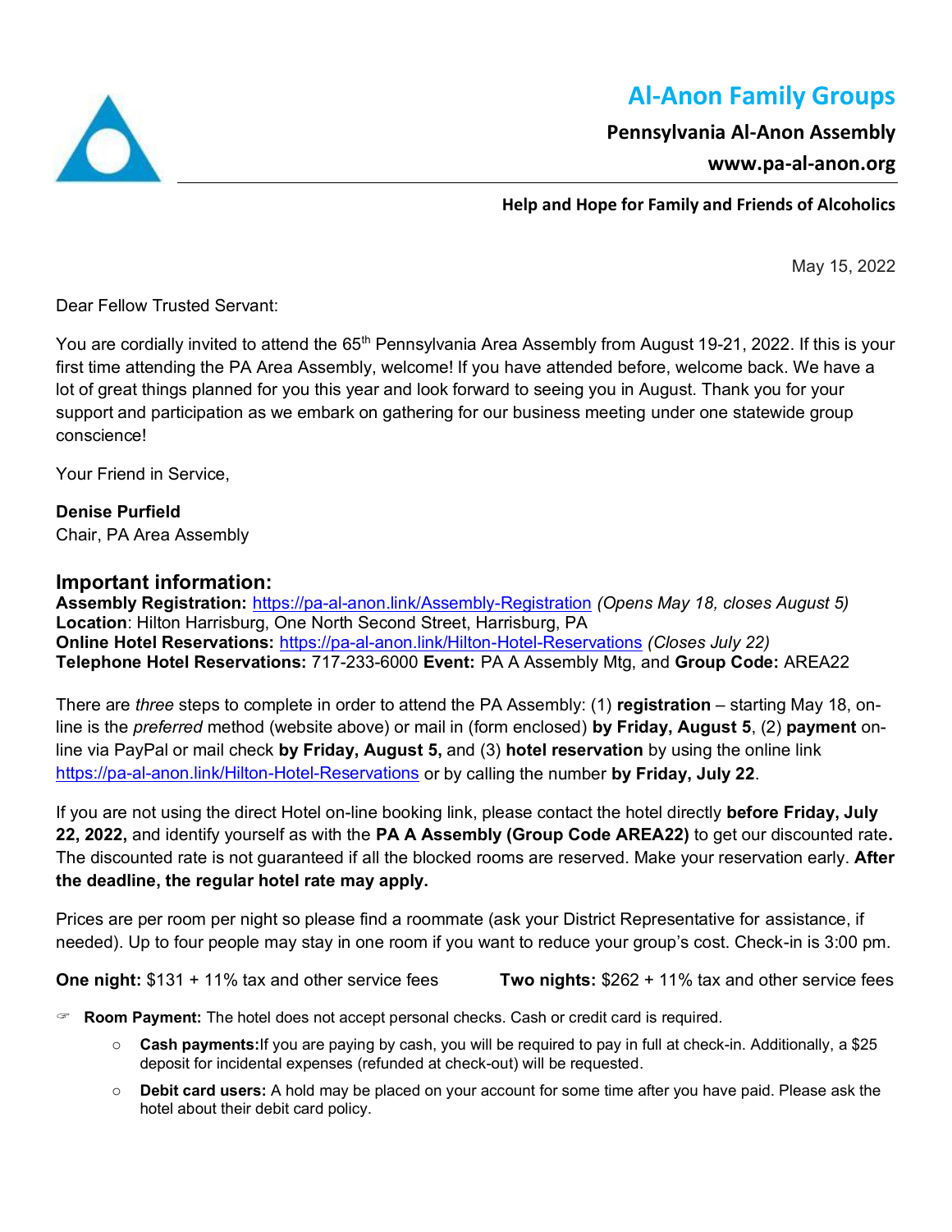# Al-Anon Family Groups

**Pennsylvania Al-Anon Assembly**

**www.pa-al-anon.org**

**Help and Hope for Family and Friends of Alcoholics**

May 15, 2022

Dear Fellow Trusted Servant:

You are cordially invited to attend the 65th Pennsylvania Area Assembly from August 19-21, 2022. If this is your first time attending the PA Area Assembly, welcome! If you have attended before, welcome back. We have a lot of great things planned for you this year and look forward to seeing you in August. Thank you for your support and participation as we embark on gathering for our business meeting under one statewide group conscience!

Your Friend in Service,

**Denise Purfield**
Chair, PA Area Assembly

## Important information:

**Assembly Registration:** https://pa-al-anon.link/Assembly-Registration *(Opens May 18, closes August 5)*
**Location**: Hilton Harrisburg, One North Second Street, Harrisburg, PA
**Online Hotel Reservations:** https://pa-al-anon.link/Hilton-Hotel-Reservations *(Closes July 22)*
**Telephone Hotel Reservations:** 717-233-6000 **Event:** PA A Assembly Mtg, and **Group Code:** AREA22

There are *three* steps to complete in order to attend the PA Assembly: (1) **registration** – starting May 18, on-line is the *preferred* method (website above) or mail in (form enclosed) **by Friday, August 5**, (2) **payment** on-line via PayPal or mail check **by Friday, August 5,** and (3) **hotel reservation** by using the online link https://pa-al-anon.link/Hilton-Hotel-Reservations or by calling the number **by Friday, July 22**.

If you are not using the direct Hotel on-line booking link, please contact the hotel directly **before Friday, July 22, 2022,** and identify yourself as with the **PA A Assembly (Group Code AREA22)** to get our discounted rate**.** The discounted rate is not guaranteed if all the blocked rooms are reserved. Make your reservation early. **After the deadline, the regular hotel rate may apply.**

Prices are per room per night so please find a roommate (ask your District Representative for assistance, if needed). Up to four people may stay in one room if you want to reduce your group's cost. Check-in is 3:00 pm.

**One night:** $131 + 11% tax and other service fees **Two nights:** $262 + 11% tax and other service fees

- **Room Payment:** The hotel does not accept personal checks. Cash or credit card is required.
  - **Cash payments:**If you are paying by cash, you will be required to pay in full at check-in. Additionally, a $25 deposit for incidental expenses (refunded at check-out) will be requested.
  - **Debit card users:** A hold may be placed on your account for some time after you have paid. Please ask the hotel about their debit card policy.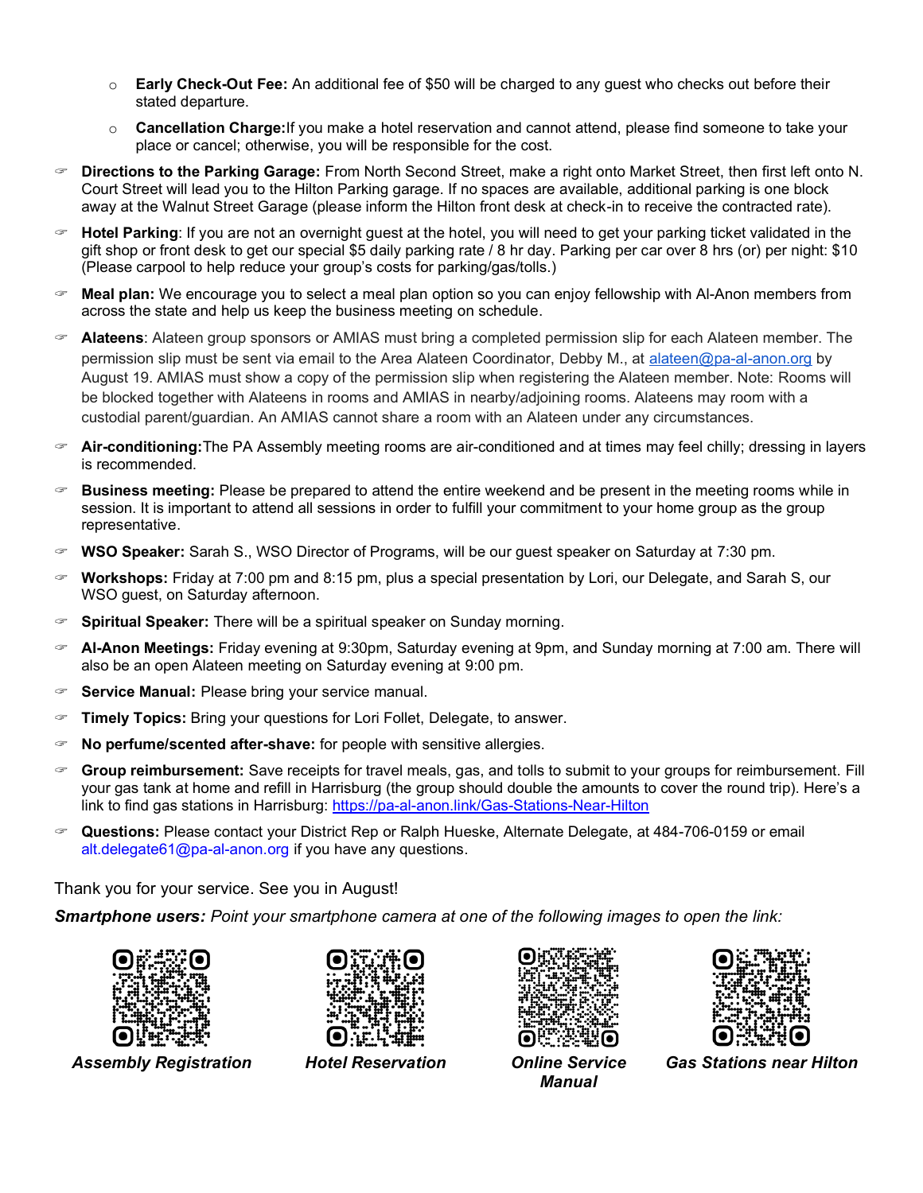- **Early Check-Out Fee:** An additional fee of $50 will be charged to any guest who checks out before their stated departure.
- **Cancellation Charge:**If you make a hotel reservation and cannot attend, please find someone to take your place or cancel; otherwise, you will be responsible for the cost.

- **Directions to the Parking Garage:** From North Second Street, make a right onto Market Street, then first left onto N. Court Street will lead you to the Hilton Parking garage. If no spaces are available, additional parking is one block away at the Walnut Street Garage (please inform the Hilton front desk at check-in to receive the contracted rate).
- **Hotel Parking**: If you are not an overnight guest at the hotel, you will need to get your parking ticket validated in the gift shop or front desk to get our special $5 daily parking rate / 8 hr day. Parking per car over 8 hrs (or) per night: $10 (Please carpool to help reduce your group's costs for parking/gas/tolls.)
- **Meal plan:** We encourage you to select a meal plan option so you can enjoy fellowship with Al-Anon members from across the state and help us keep the business meeting on schedule.
- **Alateens**: Alateen group sponsors or AMIAS must bring a completed permission slip for each Alateen member. The permission slip must be sent via email to the Area Alateen Coordinator, Debby M., at alateen@pa-al-anon.org by August 19. AMIAS must show a copy of the permission slip when registering the Alateen member. Note: Rooms will be blocked together with Alateens in rooms and AMIAS in nearby/adjoining rooms. Alateens may room with a custodial parent/guardian. An AMIAS cannot share a room with an Alateen under any circumstances.
- **Air-conditioning:**The PA Assembly meeting rooms are air-conditioned and at times may feel chilly; dressing in layers is recommended.
- **Business meeting:** Please be prepared to attend the entire weekend and be present in the meeting rooms while in session. It is important to attend all sessions in order to fulfill your commitment to your home group as the group representative.
- **WSO Speaker:** Sarah S., WSO Director of Programs, will be our guest speaker on Saturday at 7:30 pm.
- **Workshops:** Friday at 7:00 pm and 8:15 pm, plus a special presentation by Lori, our Delegate, and Sarah S, our WSO guest, on Saturday afternoon.
- **Spiritual Speaker:** There will be a spiritual speaker on Sunday morning.
- **Al-Anon Meetings:** Friday evening at 9:30pm, Saturday evening at 9pm, and Sunday morning at 7:00 am. There will also be an open Alateen meeting on Saturday evening at 9:00 pm.
- **Service Manual:** Please bring your service manual.
- **Timely Topics:** Bring your questions for Lori Follet, Delegate, to answer.
- **No perfume/scented after-shave:** for people with sensitive allergies.
- **Group reimbursement:** Save receipts for travel meals, gas, and tolls to submit to your groups for reimbursement. Fill your gas tank at home and refill in Harrisburg (the group should double the amounts to cover the round trip). Here's a link to find gas stations in Harrisburg: https://pa-al-anon.link/Gas-Stations-Near-Hilton
- **Questions:** Please contact your District Rep or Ralph Hueske, Alternate Delegate, at 484-706-0159 or email alt.delegate61@pa-al-anon.org if you have any questions.

Thank you for your service. See you in August!

***Smartphone users:*** *Point your smartphone camera at one of the following images to open the link:*

***Assembly Registration*** | ***Hotel Reservation*** | ***Online Service Manual*** | ***Gas Stations near Hilton***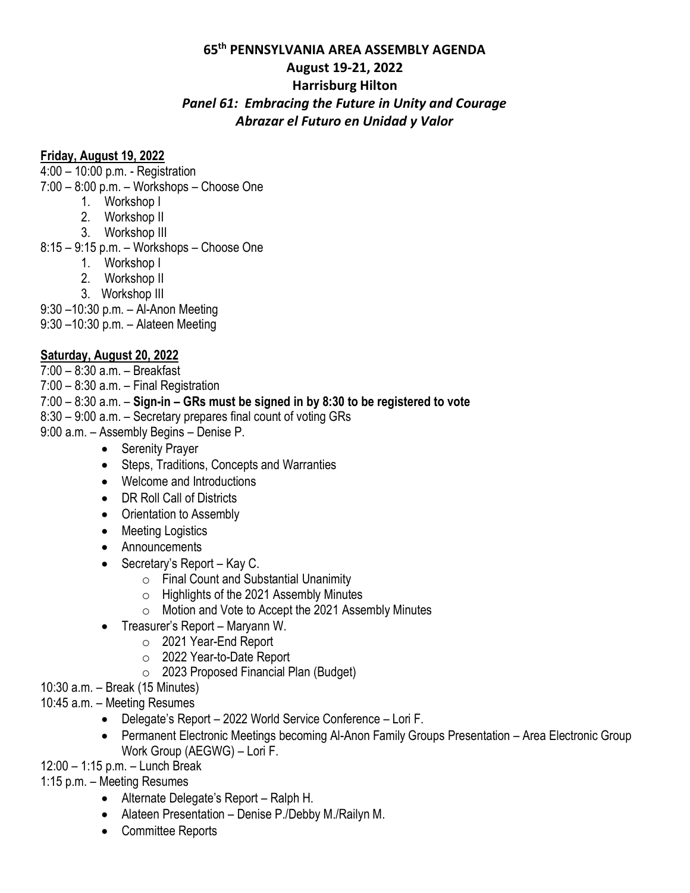# 65th PENNSYLVANIA AREA ASSEMBLY AGENDA

## August 19-21, 2022

## Harrisburg Hilton

### *Panel 61: Embracing the Future in Unity and Courage*

### *Abrazar el Futuro en Unidad y Valor*

**Friday, August 19, 2022**

4:00 – 10:00 p.m. - Registration

7:00 – 8:00 p.m. – Workshops – Choose One

1. Workshop I
2. Workshop II
3. Workshop III

8:15 – 9:15 p.m. – Workshops – Choose One

1. Workshop I
2. Workshop II
3. Workshop III

9:30 –10:30 p.m. – Al-Anon Meeting

9:30 –10:30 p.m. – Alateen Meeting

**Saturday, August 20, 2022**

7:00 – 8:30 a.m. – Breakfast

7:00 – 8:30 a.m. – Final Registration

7:00 – 8:30 a.m. – **Sign-in – GRs must be signed in by 8:30 to be registered to vote**

8:30 – 9:00 a.m. – Secretary prepares final count of voting GRs

9:00 a.m. – Assembly Begins – Denise P.

- Serenity Prayer
- Steps, Traditions, Concepts and Warranties
- Welcome and Introductions
- DR Roll Call of Districts
- Orientation to Assembly
- Meeting Logistics
- Announcements
- Secretary's Report – Kay C.
  - Final Count and Substantial Unanimity
  - Highlights of the 2021 Assembly Minutes
  - Motion and Vote to Accept the 2021 Assembly Minutes
- Treasurer's Report – Maryann W.
  - 2021 Year-End Report
  - 2022 Year-to-Date Report
  - 2023 Proposed Financial Plan (Budget)

10:30 a.m. – Break (15 Minutes)

10:45 a.m. – Meeting Resumes

- Delegate's Report – 2022 World Service Conference – Lori F.
- Permanent Electronic Meetings becoming Al-Anon Family Groups Presentation – Area Electronic Group Work Group (AEGWG) – Lori F.

12:00 – 1:15 p.m. – Lunch Break

1:15 p.m. – Meeting Resumes

- Alternate Delegate's Report – Ralph H.
- Alateen Presentation – Denise P./Debby M./Railyn M.
- Committee Reports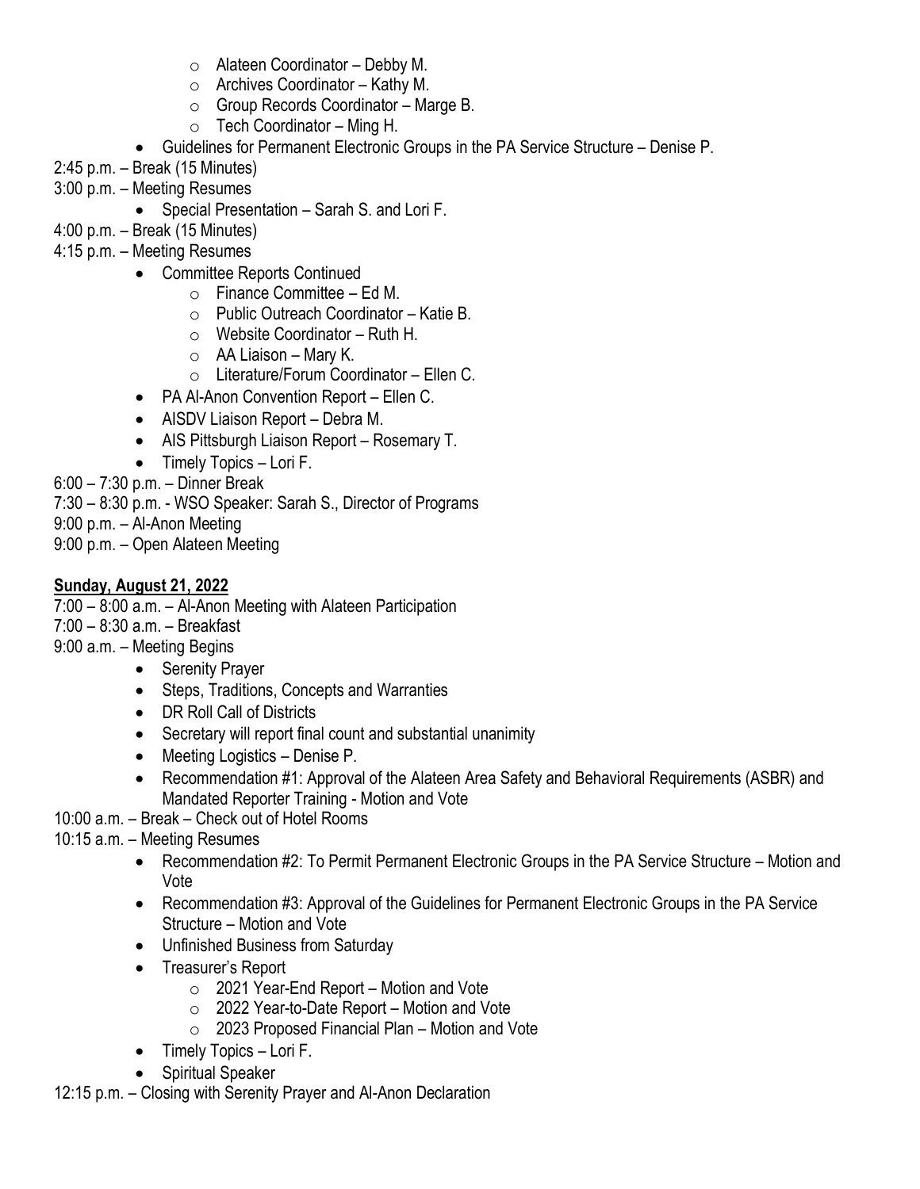- Alateen Coordinator – Debby M.
    - Archives Coordinator – Kathy M.
    - Group Records Coordinator – Marge B.
    - Tech Coordinator – Ming H.
- Guidelines for Permanent Electronic Groups in the PA Service Structure – Denise P.

2:45 p.m. – Break (15 Minutes)

3:00 p.m. – Meeting Resumes

- Special Presentation – Sarah S. and Lori F.

4:00 p.m. – Break (15 Minutes)

4:15 p.m. – Meeting Resumes

- Committee Reports Continued
    - Finance Committee – Ed M.
    - Public Outreach Coordinator – Katie B.
    - Website Coordinator – Ruth H.
    - AA Liaison – Mary K.
    - Literature/Forum Coordinator – Ellen C.
- PA Al-Anon Convention Report – Ellen C.
- AISDV Liaison Report – Debra M.
- AIS Pittsburgh Liaison Report – Rosemary T.
- Timely Topics – Lori F.

6:00 – 7:30 p.m. – Dinner Break

7:30 – 8:30 p.m. - WSO Speaker: Sarah S., Director of Programs

9:00 p.m. – Al-Anon Meeting

9:00 p.m. – Open Alateen Meeting

**Sunday, August 21, 2022**

7:00 – 8:00 a.m. – Al-Anon Meeting with Alateen Participation

7:00 – 8:30 a.m. – Breakfast

9:00 a.m. – Meeting Begins

- Serenity Prayer
- Steps, Traditions, Concepts and Warranties
- DR Roll Call of Districts
- Secretary will report final count and substantial unanimity
- Meeting Logistics – Denise P.
- Recommendation #1: Approval of the Alateen Area Safety and Behavioral Requirements (ASBR) and Mandated Reporter Training - Motion and Vote

10:00 a.m. – Break – Check out of Hotel Rooms

10:15 a.m. – Meeting Resumes

- Recommendation #2: To Permit Permanent Electronic Groups in the PA Service Structure – Motion and Vote
- Recommendation #3: Approval of the Guidelines for Permanent Electronic Groups in the PA Service Structure – Motion and Vote
- Unfinished Business from Saturday
- Treasurer's Report
    - 2021 Year-End Report – Motion and Vote
    - 2022 Year-to-Date Report – Motion and Vote
    - 2023 Proposed Financial Plan – Motion and Vote
- Timely Topics – Lori F.
- Spiritual Speaker

12:15 p.m. – Closing with Serenity Prayer and Al-Anon Declaration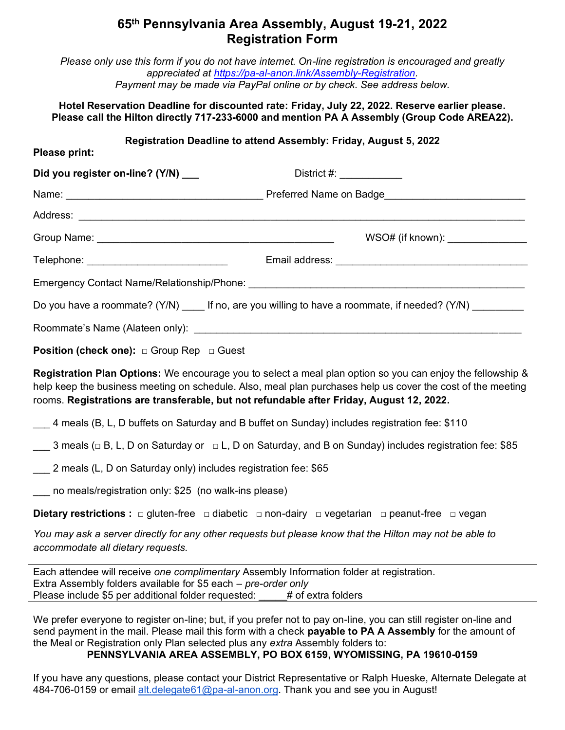# 65th Pennsylvania Area Assembly, August 19-21, 2022
# Registration Form

*Please only use this form if you do not have internet. On-line registration is encouraged and greatly appreciated at [https://pa-al-anon.link/Assembly-Registration](https://pa-al-anon.link/Assembly-Registration).*
*Payment may be made via PayPal online or by check. See address below.*

**Hotel Reservation Deadline for discounted rate: Friday, July 22, 2022. Reserve earlier please.**
**Please call the Hilton directly 717-233-6000 and mention PA A Assembly (Group Code AREA22).**

**Registration Deadline to attend Assembly: Friday, August 5, 2022**

**Please print:**

**Did you register on-line? (Y/N)** ___ District #: ___________

Name: ___________________________________ Preferred Name on Badge________________________

Address: ___________________________________________________________________________

Group Name: ________________________________________ WSO# (if known): ______________

Telephone: _________________________ Email address: __________________________________

Emergency Contact Name/Relationship/Phone: _________________________________________________

Do you have a roommate? (Y/N) ____ If no, are you willing to have a roommate, if needed? (Y/N) _________

Roommate's Name (Alateen only): ________________________________________________________

**Position (check one):** □ Group Rep □ Guest

**Registration Plan Options:** We encourage you to select a meal plan option so you can enjoy the fellowship & help keep the business meeting on schedule. Also, meal plan purchases help us cover the cost of the meeting rooms. **Registrations are transferable, but not refundable after Friday, August 12, 2022.**

___ 4 meals (B, L, D buffets on Saturday and B buffet on Sunday) includes registration fee: $110

___ 3 meals (□ B, L, D on Saturday or □ L, D on Saturday, and B on Sunday) includes registration fee: $85

___ 2 meals (L, D on Saturday only) includes registration fee: $65

___ no meals/registration only: $25 (no walk-ins please)

**Dietary restrictions :** □ gluten-free □ diabetic □ non-dairy □ vegetarian □ peanut-free □ vegan

*You may ask a server directly for any other requests but please know that the Hilton may not be able to accommodate all dietary requests.*

Each attendee will receive *one complimentary* Assembly Information folder at registration.
Extra Assembly folders available for $5 each – *pre-order only*
Please include $5 per additional folder requested: _____# of extra folders

We prefer everyone to register on-line; but, if you prefer not to pay on-line, you can still register on-line and send payment in the mail. Please mail this form with a check **payable to PA A Assembly** for the amount of the Meal or Registration only Plan selected plus any *extra* Assembly folders to:

**PENNSYLVANIA AREA ASSEMBLY, PO BOX 6159, WYOMISSING, PA 19610-0159**

If you have any questions, please contact your District Representative or Ralph Hueske, Alternate Delegate at 484-706-0159 or email [alt.delegate61@pa-al-anon.org](mailto:alt.delegate61@pa-al-anon.org). Thank you and see you in August!